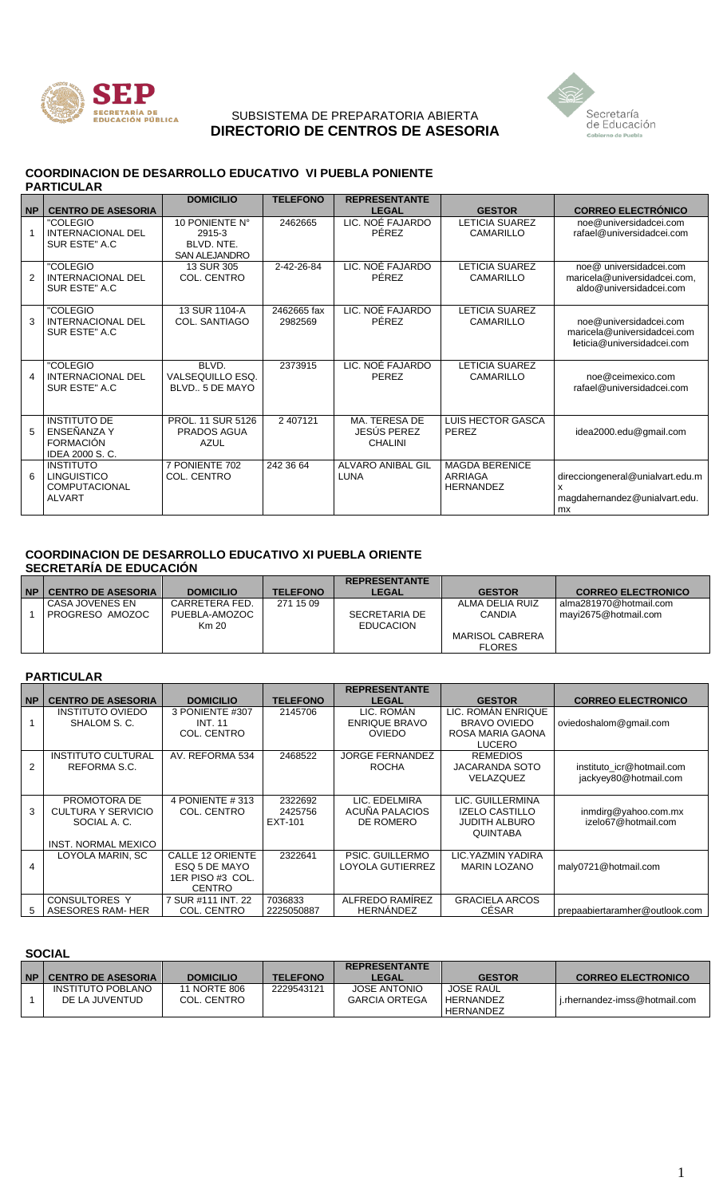SUBSISTEMA DE PREPARATORIA ABIERTA

**DIRECTORIO DE CENTROS DE ASESORIA**

## COORDINACION DE DESARROLLO EDUCATIVO VI PUEBLA PONIENTE

### PARTICULAR

| NP | CENTRO DE ASESORIA | DOMICILIO | TELEFONO | REPRESENTANTE LEGAL | GESTOR | CORREO ELECTRÓNICO |
|---|---|---|---|---|---|---|
| 1 | "COLEGIO INTERNACIONAL DEL SUR ESTE" A.C | 10 PONIENTE N° 2915-3 BLVD. NTE. SAN ALEJANDRO | 2462665 | LIC. NOÉ FAJARDO PÉREZ | LETICIA SUAREZ CAMARILLO | noe@universidadcei.com rafael@universidadcei.com |
| 2 | "COLEGIO INTERNACIONAL DEL SUR ESTE" A.C | 13 SUR 305 COL. CENTRO | 2-42-26-84 | LIC. NOÉ FAJARDO PÉREZ | LETICIA SUAREZ CAMARILLO | noe@ universidadcei.com maricela@universidadcei.com, aldo@universidadcei.com |
| 3 | "COLEGIO INTERNACIONAL DEL SUR ESTE" A.C | 13 SUR 1104-A COL. SANTIAGO | 2462665 fax 2982569 | LIC. NOÉ FAJARDO PÉREZ | LETICIA SUAREZ CAMARILLO | noe@universidadcei.com maricela@universidadcei.com leticia@universidadcei.com |
| 4 | "COLEGIO INTERNACIONAL DEL SUR ESTE" A.C | BLVD. VALSEQUILLO ESQ. BLVD.. 5 DE MAYO | 2373915 | LIC. NOÉ FAJARDO PEREZ | LETICIA SUAREZ CAMARILLO | noe@ceimexico.com rafael@universidadcei.com |
| 5 | INSTITUTO DE ENSEÑANZA Y FORMACIÓN IDEA 2000 S. C. | PROL. 11 SUR 5126 PRADOS AGUA AZUL | 2 407121 | MA. TERESA DE JESÚS PEREZ CHALINI | LUIS HECTOR GASCA PEREZ | idea2000.edu@gmail.com |
| 6 | INSTITUTO LINGUISTICO COMPUTACIONAL ALVART | 7 PONIENTE 702 COL. CENTRO | 242 36 64 | ALVARO ANIBAL GIL LUNA | MAGDA BERENICE ARRIAGA HERNANDEZ | direcciongeneral@unialvart.edu.mx magdahernandez@unialvart.edu.mx |

## COORDINACION DE DESARROLLO EDUCATIVO XI PUEBLA ORIENTE

### SECRETARÍA DE EDUCACIÓN

| NP | CENTRO DE ASESORIA | DOMICILIO | TELEFONO | REPRESENTANTE LEGAL | GESTOR | CORREO ELECTRONICO |
|---|---|---|---|---|---|---|
| 1 | CASA JOVENES EN PROGRESO AMOZOC | CARRETERA FED. PUEBLA-AMOZOC Km 20 | 271 15 09 | SECRETARIA DE EDUCACION | ALMA DELIA RUIZ CANDIA MARISOL CABRERA FLORES | alma281970@hotmail.com mayi2675@hotmail.com |

### PARTICULAR

| NP | CENTRO DE ASESORIA | DOMICILIO | TELEFONO | REPRESENTANTE LEGAL | GESTOR | CORREO ELECTRONICO |
|---|---|---|---|---|---|---|
| 1 | INSTITUTO OVIEDO SHALOM S. C. | 3 PONIENTE #307 INT. 11 COL. CENTRO | 2145706 | LIC. ROMÁN ENRIQUE BRAVO OVIEDO | LIC. ROMÁN ENRIQUE BRAVO OVIEDO ROSA MARIA GAONA LUCERO | oviedoshalom@gmail.com |
| 2 | INSTITUTO CULTURAL REFORMA S.C. | AV. REFORMA 534 | 2468522 | JORGE FERNANDEZ ROCHA | REMEDIOS JACARANDA SOTO VELAZQUEZ | instituto_icr@hotmail.com jackyey80@hotmail.com |
| 3 | PROMOTORA DE CULTURA Y SERVICIO SOCIAL A. C. INST. NORMAL MEXICO | 4 PONIENTE # 313 COL. CENTRO | 2322692 2425756 EXT-101 | LIC. EDELMIRA ACUÑA PALACIOS DE ROMERO | LIC. GUILLERMINA IZELO CASTILLO JUDITH ALBURO QUINTABA | inmdirg@yahoo.com.mx izelo67@hotmail.com |
| 4 | LOYOLA MARIN, SC | CALLE 12 ORIENTE ESQ 5 DE MAYO 1ER PISO #3 COL. CENTRO | 2322641 | PSIC. GUILLERMO LOYOLA GUTIERREZ | LIC.YAZMIN YADIRA MARIN LOZANO | maly0721@hotmail.com |
| 5 | CONSULTORES Y ASESORES RAM- HER | 7 SUR #111 INT. 22 COL. CENTRO | 7036833 2225050887 | ALFREDO RAMÍREZ HERNÁNDEZ | GRACIELA ARCOS CÉSAR | prepaabiertaramher@outlook.com |

### SOCIAL

| NP | CENTRO DE ASESORIA | DOMICILIO | TELEFONO | REPRESENTANTE LEGAL | GESTOR | CORREO ELECTRONICO |
|---|---|---|---|---|---|---|
| 1 | INSTITUTO POBLANO DE LA JUVENTUD | 11 NORTE 806 COL. CENTRO | 2229543121 | JOSE ANTONIO GARCIA ORTEGA | JOSE RAUL HERNANDEZ HERNANDEZ | j.rhernandez-imss@hotmail.com |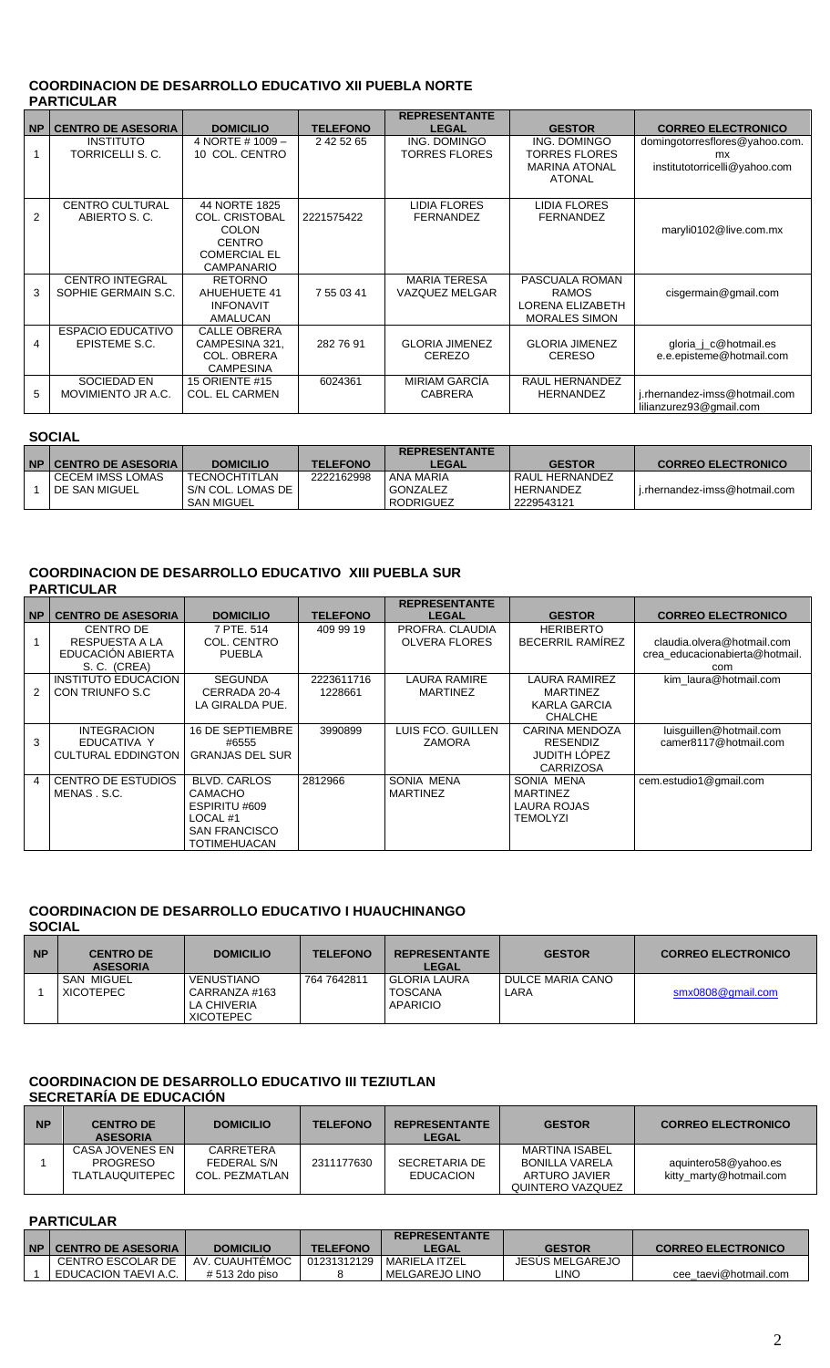## COORDINACION DE DESARROLLO EDUCATIVO XII PUEBLA NORTE

### PARTICULAR

| NP | CENTRO DE ASESORIA | DOMICILIO | TELEFONO | REPRESENTANTE LEGAL | GESTOR | CORREO ELECTRONICO |
|---|---|---|---|---|---|---|
| 1 | INSTITUTO TORRICELLI S. C. | 4 NORTE # 1009 – 10 COL. CENTRO | 2 42 52 65 | ING. DOMINGO TORRES FLORES | ING. DOMINGO TORRES FLORES MARINA ATONAL ATONAL | domingotorresflores@yahoo.com.mx institutotorricelli@yahoo.com |
| 2 | CENTRO CULTURAL ABIERTO S. C. | 44 NORTE 1825 COL. CRISTOBAL COLON CENTRO COMERCIAL EL CAMPANARIO | 2221575422 | LIDIA FLORES FERNANDEZ | LIDIA FLORES FERNANDEZ | maryli0102@live.com.mx |
| 3 | CENTRO INTEGRAL SOPHIE GERMAIN S.C. | RETORNO AHUEHUETE 41 INFONAVIT AMALUCAN | 7 55 03 41 | MARIA TERESA VAZQUEZ MELGAR | PASCUALA ROMAN RAMOS LORENA ELIZABETH MORALES SIMON | cisgermain@gmail.com |
| 4 | ESPACIO EDUCATIVO EPISTEME S.C. | CALLE OBRERA CAMPESINA 321, COL. OBRERA CAMPESINA | 282 76 91 | GLORIA JIMENEZ CEREZO | GLORIA JIMENEZ CERESO | gloria_j_c@hotmail.es e.e.episteme@hotmail.com |
| 5 | SOCIEDAD EN MOVIMIENTO JR A.C. | 15 ORIENTE #15 COL. EL CARMEN | 6024361 | MIRIAM GARCÍA CABRERA | RAUL HERNANDEZ HERNANDEZ | j.rhernandez-imss@hotmail.com lilianzurez93@gmail.com |

### SOCIAL

| NP | CENTRO DE ASESORIA | DOMICILIO | TELEFONO | REPRESENTANTE LEGAL | GESTOR | CORREO ELECTRONICO |
|---|---|---|---|---|---|---|
| 1 | CECEM IMSS LOMAS DE SAN MIGUEL | TECNOCHTITLAN S/N COL. LOMAS DE SAN MIGUEL | 2222162998 | ANA MARIA GONZALEZ RODRIGUEZ | RAUL HERNANDEZ HERNANDEZ 2229543121 | j.rhernandez-imss@hotmail.com |

## COORDINACION DE DESARROLLO EDUCATIVO XIII PUEBLA SUR

### PARTICULAR

| NP | CENTRO DE ASESORIA | DOMICILIO | TELEFONO | REPRESENTANTE LEGAL | GESTOR | CORREO ELECTRONICO |
|---|---|---|---|---|---|---|
| 1 | CENTRO DE RESPUESTA A LA EDUCACIÓN ABIERTA S. C. (CREA) | 7 PTE. 514 COL. CENTRO PUEBLA | 409 99 19 | PROFRA. CLAUDIA OLVERA FLORES | HERIBERTO BECERRIL RAMÍREZ | claudia.olvera@hotmail.com crea_educacionabierta@hotmail.com |
| 2 | INSTITUTO EDUCACION CON TRIUNFO S.C | SEGUNDA CERRADA 20-4 LA GIRALDA PUE. | 2223611716 1228661 | LAURA RAMIRE MARTINEZ | LAURA RAMIREZ MARTINEZ KARLA GARCIA CHALCHE | kim_laura@hotmail.com |
| 3 | INTEGRACION EDUCATIVA Y CULTURAL EDDINGTON | 16 DE SEPTIEMBRE #6555 GRANJAS DEL SUR | 3990899 | LUIS FCO. GUILLEN ZAMORA | CARINA MENDOZA RESENDIZ JUDITH LÓPEZ CARRIZOSA | luisguillen@hotmail.com camer8117@hotmail.com |
| 4 | CENTRO DE ESTUDIOS MENAS . S.C. | BLVD. CARLOS CAMACHO ESPIRITU #609 LOCAL #1 SAN FRANCISCO TOTIMEHUACAN | 2812966 | SONIA MENA MARTINEZ | SONIA MENA MARTINEZ LAURA ROJAS TEMOLYZI | cem.estudio1@gmail.com |

## COORDINACION DE DESARROLLO EDUCATIVO I HUAUCHINANGO

### SOCIAL

| NP | CENTRO DE ASESORIA | DOMICILIO | TELEFONO | REPRESENTANTE LEGAL | GESTOR | CORREO ELECTRONICO |
|---|---|---|---|---|---|---|
| 1 | SAN MIGUEL XICOTEPEC | VENUSTIANO CARRANZA #163 LA CHIVERIA XICOTEPEC | 764 7642811 | GLORIA LAURA TOSCANA APARICIO | DULCE MARIA CANO LARA | smx0808@gmail.com |

## COORDINACION DE DESARROLLO EDUCATIVO III TEZIUTLAN

### SECRETARÍA DE EDUCACIÓN

| NP | CENTRO DE ASESORIA | DOMICILIO | TELEFONO | REPRESENTANTE LEGAL | GESTOR | CORREO ELECTRONICO |
|---|---|---|---|---|---|---|
| 1 | CASA JOVENES EN PROGRESO TLATLAUQUITEPEC | CARRETERA FEDERAL S/N COL. PEZMATLAN | 2311177630 | SECRETARIA DE EDUCACION | MARTINA ISABEL BONILLA VARELA ARTURO JAVIER QUINTERO VAZQUEZ | aquintero58@yahoo.es kitty_marty@hotmail.com |

### PARTICULAR

| NP | CENTRO DE ASESORIA | DOMICILIO | TELEFONO | REPRESENTANTE LEGAL | GESTOR | CORREO ELECTRONICO |
|---|---|---|---|---|---|---|
| 1 | CENTRO ESCOLAR DE EDUCACION TAEVI A.C. | AV. CUAUHTÉMOC # 513 2do piso | 012313121298 | MARIELA ITZEL MELGAREJO LINO | JESÚS MELGAREJO LINO | cee_taevi@hotmail.com |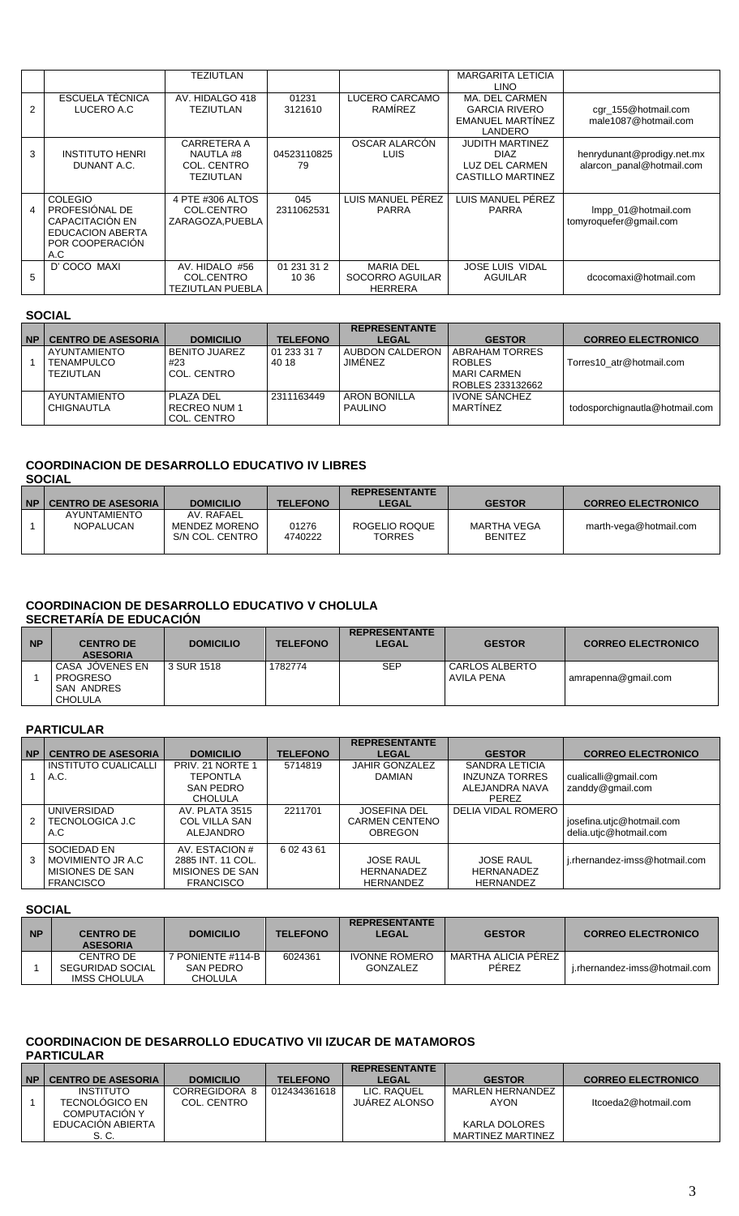|   |   | TEZIUTLAN |   |   | MARGARITA LETICIA LINO |   |
|---|---|---|---|---|---|---|
| 2 | ESCUELA TÉCNICA LUCERO A.C | AV. HIDALGO 418 TEZIUTLAN | 01231 3121610 | LUCERO CARCAMO RAMÍREZ | MA. DEL CARMEN GARCIA RIVERO EMANUEL MARTÍNEZ LANDERO | cgr_155@hotmail.com male1087@hotmail.com |
| 3 | INSTITUTO HENRI DUNANT A.C. | CARRETERA A NAUTLA #8 COL. CENTRO TEZIUTLAN | 04523110825 79 | OSCAR ALARCÓN LUIS | JUDITH MARTINEZ DIAZ LUZ DEL CARMEN CASTILLO MARTINEZ | henrydunant@prodigy.net.mx alarcon_panal@hotmail.com |
| 4 | COLEGIO PROFESIÓNAL DE CAPACITACIÓN EN EDUCACION ABIERTA POR COOPERACIÓN A.C | 4 PTE #306 ALTOS COL.CENTRO ZARAGOZA,PUEBLA | 045 2311062531 | LUIS MANUEL PÉREZ PARRA | LUIS MANUEL PÉREZ PARRA | lmpp_01@hotmail.com tomyroquefer@gmail.com |
| 5 | D' COCO MAXI | AV. HIDALO #56 COL.CENTRO TEZIUTLAN PUEBLA | 01 231 31 2 10 36 | MARIA DEL SOCORRO AGUILAR HERRERA | JOSE LUIS VIDAL AGUILAR | dcocomaxi@hotmail.com |

**SOCIAL**

| NP | CENTRO DE ASESORIA | DOMICILIO | TELEFONO | REPRESENTANTE LEGAL | GESTOR | CORREO ELECTRONICO |
|---|---|---|---|---|---|---|
| 1 | AYUNTAMIENTO TENAMPULCO TEZIUTLAN | BENITO JUAREZ #23 COL. CENTRO | 01 233 31 7 40 18 | AUBDON CALDERON JIMÉNEZ | ABRAHAM TORRES ROBLES MARI CARMEN ROBLES 233132662 | Torres10_atr@hotmail.com |
|   | AYUNTAMIENTO CHIGNAUTLA | PLAZA DEL RECREO NUM 1 COL. CENTRO | 2311163449 | ARON BONILLA PAULINO | IVONE SÁNCHEZ MARTÍNEZ | todosporchignautla@hotmail.com |

## COORDINACION DE DESARROLLO EDUCATIVO IV LIBRES

**SOCIAL**

| NP | CENTRO DE ASESORIA | DOMICILIO | TELEFONO | REPRESENTANTE LEGAL | GESTOR | CORREO ELECTRONICO |
|---|---|---|---|---|---|---|
| 1 | AYUNTAMIENTO NOPALUCAN | AV. RAFAEL MENDEZ MORENO S/N COL. CENTRO | 01276 4740222 | ROGELIO ROQUE TORRES | MARTHA VEGA BENITEZ | marth-vega@hotmail.com |

## COORDINACION DE DESARROLLO EDUCATIVO V CHOLULA

**SECRETARÍA DE EDUCACIÓN**

| NP | CENTRO DE ASESORIA | DOMICILIO | TELEFONO | REPRESENTANTE LEGAL | GESTOR | CORREO ELECTRONICO |
|---|---|---|---|---|---|---|
| 1 | CASA JÓVENES EN PROGRESO SAN ANDRES CHOLULA | 3 SUR 1518 | 1782774 | SEP | CARLOS ALBERTO AVILA PENA | amrapenna@gmail.com |

**PARTICULAR**

| NP | CENTRO DE ASESORIA | DOMICILIO | TELEFONO | REPRESENTANTE LEGAL | GESTOR | CORREO ELECTRONICO |
|---|---|---|---|---|---|---|
| 1 | INSTITUTO CUALICALLI A.C. | PRIV. 21 NORTE 1 TEPONTLA SAN PEDRO CHOLULA | 5714819 | JAHIR GONZALEZ DAMIAN | SANDRA LETICIA INZUNZA TORRES ALEJANDRA NAVA PEREZ | cualicalli@gmail.com zanddy@gmail.com |
| 2 | UNIVERSIDAD TECNOLOGICA J.C A.C | AV. PLATA 3515 COL VILLA SAN ALEJANDRO | 2211701 | JOSEFINA DEL CARMEN CENTENO OBREGON | DELIA VIDAL ROMERO | josefina.utjc@hotmail.com delia.utjc@hotmail.com |
| 3 | SOCIEDAD EN MOVIMIENTO JR A.C MISIONES DE SAN FRANCISCO | AV. ESTACION # 2885 INT. 11 COL. MISIONES DE SAN FRANCISCO | 6 02 43 61 | JOSE RAUL HERNANADEZ HERNANDEZ | JOSE RAUL HERNANADEZ HERNANDEZ | j.rhernandez-imss@hotmail.com |

**SOCIAL**

| NP | CENTRO DE ASESORIA | DOMICILIO | TELEFONO | REPRESENTANTE LEGAL | GESTOR | CORREO ELECTRONICO |
|---|---|---|---|---|---|---|
| 1 | CENTRO DE SEGURIDAD SOCIAL IMSS CHOLULA | 7 PONIENTE #114-B SAN PEDRO CHOLULA | 6024361 | IVONNE ROMERO GONZALEZ | MARTHA ALICIA PÉREZ PÉREZ | j.rhernandez-imss@hotmail.com |

## COORDINACION DE DESARROLLO EDUCATIVO VII IZUCAR DE MATAMOROS

**PARTICULAR**

| NP | CENTRO DE ASESORIA | DOMICILIO | TELEFONO | REPRESENTANTE LEGAL | GESTOR | CORREO ELECTRONICO |
|---|---|---|---|---|---|---|
| 1 | INSTITUTO TECNOLÓGICO EN COMPUTACIÓN Y EDUCACIÓN ABIERTA S. C. | CORREGIDORA 8 COL. CENTRO | 012434361618 | LIC. RAQUEL JUÁREZ ALONSO | MARLEN HERNANDEZ AYON KARLA DOLORES MARTINEZ MARTINEZ | Itcoeda2@hotmail.com |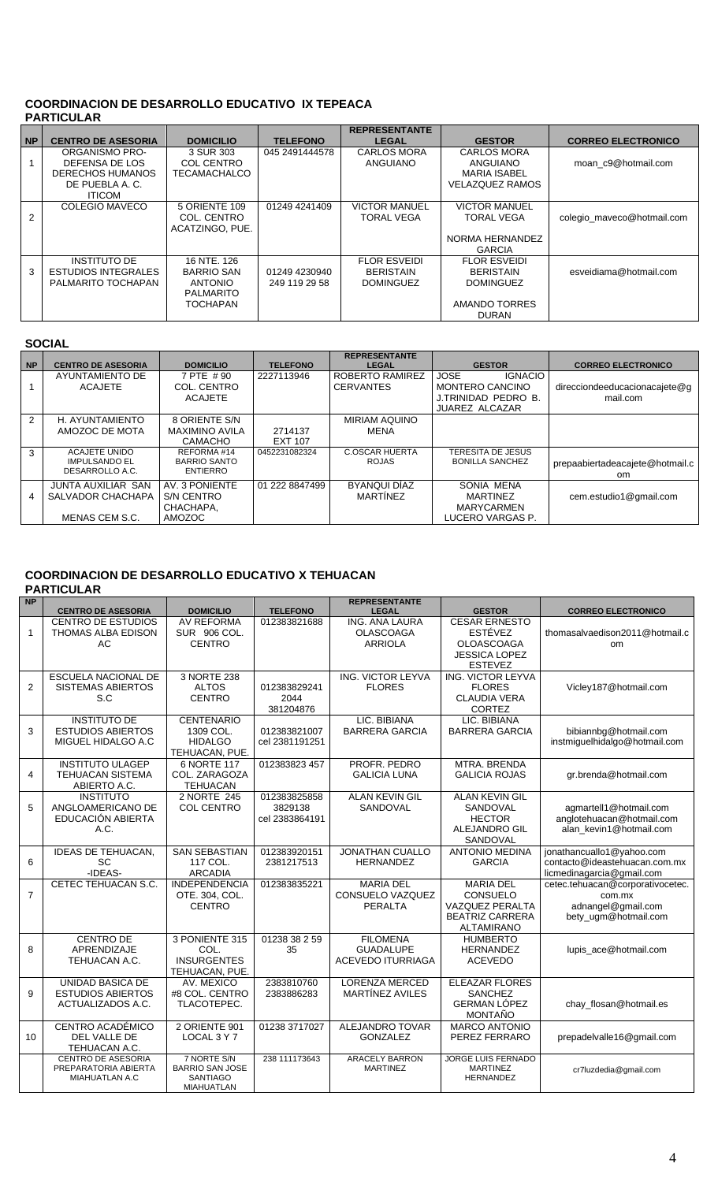### COORDINACION DE DESARROLLO EDUCATIVO IX TEPEACA

**PARTICULAR**

| NP | CENTRO DE ASESORIA | DOMICILIO | TELEFONO | REPRESENTANTE LEGAL | GESTOR | CORREO ELECTRONICO |
|---|---|---|---|---|---|---|
| 1 | ORGANISMO PRO-DEFENSA DE LOS DERECHOS HUMANOS DE PUEBLA A. C. ITICOM | 3 SUR 303 COL CENTRO TECAMACHALCO | 045 2491444578 | CARLOS MORA ANGUIANO | CARLOS MORA ANGUIANO MARIA ISABEL VELAZQUEZ RAMOS | moan_c9@hotmail.com |
| 2 | COLEGIO MAVECO | 5 ORIENTE 109 COL. CENTRO ACATZINGO, PUE. | 01249 4241409 | VICTOR MANUEL TORAL VEGA | VICTOR MANUEL TORAL VEGA NORMA HERNANDEZ GARCIA | colegio_maveco@hotmail.com |
| 3 | INSTITUTO DE ESTUDIOS INTEGRALES PALMARITO TOCHAPAN | 16 NTE. 126 BARRIO SAN ANTONIO PALMARITO TOCHAPAN | 01249 4230940 249 119 29 58 | FLOR ESVEIDI BERISTAIN DOMINGUEZ | FLOR ESVEIDI BERISTAIN DOMINGUEZ AMANDO TORRES DURAN | esveidiama@hotmail.com |

**SOCIAL**

| NP | CENTRO DE ASESORIA | DOMICILIO | TELEFONO | REPRESENTANTE LEGAL | GESTOR | CORREO ELECTRONICO |
|---|---|---|---|---|---|---|
| 1 | AYUNTAMIENTO DE ACAJETE | 7 PTE # 90 COL. CENTRO ACAJETE | 2227113946 | ROBERTO RAMIREZ CERVANTES | JOSE IGNACIO MONTERO CANCINO J.TRINIDAD PEDRO B. JUAREZ ALCAZAR | direcciondeeducacionacajete@gmail.com |
| 2 | H. AYUNTAMIENTO AMOZOC DE MOTA | 8 ORIENTE S/N MAXIMINO AVILA CAMACHO | 2714137 EXT 107 | MIRIAM AQUINO MENA | | |
| 3 | ACAJETE UNIDO IMPULSANDO EL DESARROLLO A.C. | REFORMA #14 BARRIO SANTO ENTIERRO | 0452231082324 | C.OSCAR HUERTA ROJAS | TERESITA DE JESUS BONILLA SANCHEZ | prepaabiertadeacajete@hotmail.com |
| 4 | JUNTA AUXILIAR SAN SALVADOR CHACHAPA MENAS CEM S.C. | AV. 3 PONIENTE S/N CENTRO CHACHAPA, AMOZOC | 01 222 8847499 | BYANQUI DÍAZ MARTÍNEZ | SONIA MENA MARTINEZ MARYCARMEN LUCERO VARGAS P. | cem.estudio1@gmail.com |

### COORDINACION DE DESARROLLO EDUCATIVO X TEHUACAN

**PARTICULAR**

| NP | CENTRO DE ASESORIA | DOMICILIO | TELEFONO | REPRESENTANTE LEGAL | GESTOR | CORREO ELECTRONICO |
|---|---|---|---|---|---|---|
| 1 | CENTRO DE ESTUDIOS THOMAS ALBA EDISON AC | AV REFORMA SUR 906 COL. CENTRO | 012383821688 | ING. ANA LAURA OLASCOAGA ARRIOLA | CESAR ERNESTO ESTÉVEZ OLOASCOAGA JESSICA LOPEZ ESTEVEZ | thomasalvaedison2011@hotmail.com |
| 2 | ESCUELA NACIONAL DE SISTEMAS ABIERTOS S.C | 3 NORTE 238 ALTOS CENTRO | 012383829241 2044 381204876 | ING. VICTOR LEYVA FLORES | ING. VICTOR LEYVA FLORES CLAUDIA VERA CORTEZ | Vicley187@hotmail.com |
| 3 | INSTITUTO DE ESTUDIOS ABIERTOS MIGUEL HIDALGO A.C | CENTENARIO 1309 COL. HIDALGO TEHUACAN, PUE. | 012383821007 cel 2381191251 | LIC. BIBIANA BARRERA GARCIA | LIC. BIBIANA BARRERA GARCIA | bibiannbg@hotmail.com instmiguelhidalgo@hotmail.com |
| 4 | INSTITUTO ULAGEP TEHUACAN SISTEMA ABIERTO A.C. | 6 NORTE 117 COL. ZARAGOZA TEHUACAN | 012383823 457 | PROFR. PEDRO GALICIA LUNA | MTRA. BRENDA GALICIA ROJAS | gr.brenda@hotmail.com |
| 5 | INSTITUTO ANGLOAMERICANO DE EDUCACIÓN ABIERTA A.C. | 2 NORTE 245 COL CENTRO | 012383825858 3829138 cel 2383864191 | ALAN KEVIN GIL SANDOVAL | ALAN KEVIN GIL SANDOVAL HECTOR ALEJANDRO GIL SANDOVAL | agmartell1@hotmail.com anglotehuacan@hotmail.com alan_kevin1@hotmail.com |
| 6 | IDEAS DE TEHUACAN, SC -IDEAS- | SAN SEBASTIAN 117 COL. ARCADIA | 012383920151 2381217513 | JONATHAN CUALLO HERNANDEZ | ANTONIO MEDINA GARCIA | jonathancuallo1@yahoo.com contacto@ideastehuacan.com.mx licmedinagarcia@gmail.com |
| 7 | CETEC TEHUACAN S.C. | INDEPENDENCIA OTE. 304, COL. CENTRO | 012383835221 | MARIA DEL CONSUELO VAZQUEZ PERALTA | MARIA DEL CONSUELO VAZQUEZ PERALTA BEATRIZ CARRERA ALTAMIRANO | cetec.tehuacan@corporativocetec.com.mx adnangel@gmail.com bety_ugm@hotmail.com |
| 8 | CENTRO DE APRENDIZAJE TEHUACAN A.C. | 3 PONIENTE 315 COL. INSURGENTES TEHUACAN, PUE. | 01238 38 2 59 35 | FILOMENA GUADALUPE ACEVEDO ITURRIAGA | HUMBERTO HERNANDEZ ACEVEDO | lupis_ace@hotmail.com |
| 9 | UNIDAD BASICA DE ESTUDIOS ABIERTOS ACTUALIZADOS A.C. | AV. MEXICO #8 COL. CENTRO TLACOTEPEC. | 2383810760 2383886283 | LORENZA MERCED MARTÍNEZ AVILES | ELEAZAR FLORES SANCHEZ GERMAN LÓPEZ MONTAÑO | chay_flosan@hotmail.es |
| 10 | CENTRO ACADÉMICO DEL VALLE DE TEHUACAN A.C. | 2 ORIENTE 901 LOCAL 3 Y 7 | 01238 3717027 | ALEJANDRO TOVAR GONZALEZ | MARCO ANTONIO PEREZ FERRARO | prepadelvalle16@gmail.com |
| | CENTRO DE ASESORIA PREPARATORIA ABIERTA MIAHUATLAN A.C | 7 NORTE S/N BARRIO SAN JOSE SANTIAGO MIAHUATLAN | 238 111173643 | ARACELY BARRON MARTINEZ | JORGE LUIS FERNADO MARTINEZ HERNANDEZ | cr7luzdedia@gmail.com |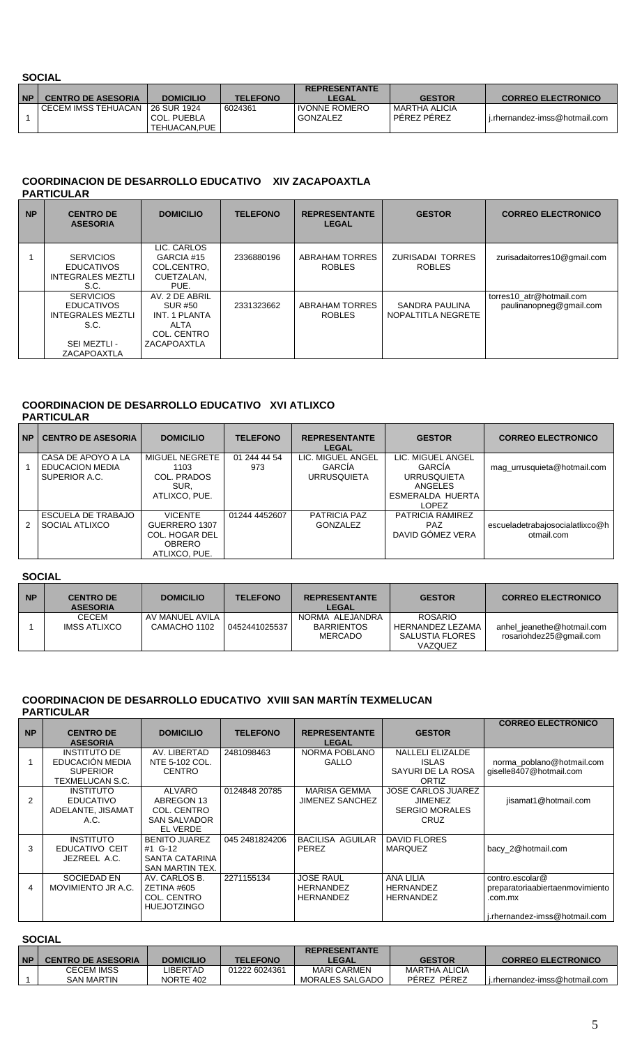**SOCIAL**

| NP | CENTRO DE ASESORIA | DOMICILIO | TELEFONO | REPRESENTANTE LEGAL | GESTOR | CORREO ELECTRONICO |
|---|---|---|---|---|---|---|
| 1 | CECEM IMSS TEHUACAN | 26 SUR 1924 COL. PUEBLA TEHUACAN,PUE | 6024361 | IVONNE ROMERO GONZALEZ | MARTHA ALICIA PÉREZ PÉREZ | j.rhernandez-imss@hotmail.com |

## COORDINACION DE DESARROLLO EDUCATIVO XIV ZACAPOAXTLA

**PARTICULAR**

| NP | CENTRO DE ASESORIA | DOMICILIO | TELEFONO | REPRESENTANTE LEGAL | GESTOR | CORREO ELECTRONICO |
|---|---|---|---|---|---|---|
| 1 | SERVICIOS EDUCATIVOS INTEGRALES MEZTLI S.C. | LIC. CARLOS GARCIA #15 COL.CENTRO, CUETZALAN, PUE. | 2336880196 | ABRAHAM TORRES ROBLES | ZURISADAI TORRES ROBLES | zurisadaitorres10@gmail.com |
| | SERVICIOS EDUCATIVOS INTEGRALES MEZTLI S.C. SEI MEZTLI - ZACAPOAXTLA | AV. 2 DE ABRIL SUR #50 INT. 1 PLANTA ALTA COL. CENTRO ZACAPOAXTLA | 2331323662 | ABRAHAM TORRES ROBLES | SANDRA PAULINA NOPALTITLA NEGRETE | torres10_atr@hotmail.com paulinanopneg@gmail.com |

## COORDINACION DE DESARROLLO EDUCATIVO XVI ATLIXCO

**PARTICULAR**

| NP | CENTRO DE ASESORIA | DOMICILIO | TELEFONO | REPRESENTANTE LEGAL | GESTOR | CORREO ELECTRONICO |
|---|---|---|---|---|---|---|
| 1 | CASA DE APOYO A LA EDUCACION MEDIA SUPERIOR A.C. | MIGUEL NEGRETE 1103 COL. PRADOS SUR, ATLIXCO, PUE. | 01 244 44 54 973 | LIC. MIGUEL ANGEL GARCÍA URRUSQUIETA | LIC. MIGUEL ANGEL GARCÍA URRUSQUIETA ANGELES ESMERALDA HUERTA LOPEZ | mag_urrusquieta@hotmail.com |
| 2 | ESCUELA DE TRABAJO SOCIAL ATLIXCO | VICENTE GUERRERO 1307 COL. HOGAR DEL OBRERO ATLIXCO, PUE. | 01244 4452607 | PATRICIA PAZ GONZALEZ | PATRICIA RAMIREZ PAZ DAVID GÓMEZ VERA | escueladetrabajosocialatlixco@hotmail.com |

**SOCIAL**

| NP | CENTRO DE ASESORIA | DOMICILIO | TELEFONO | REPRESENTANTE LEGAL | GESTOR | CORREO ELECTRONICO |
|---|---|---|---|---|---|---|
| 1 | CECEM IMSS ATLIXCO | AV MANUEL AVILA CAMACHO 1102 | 0452441025537 | NORMA ALEJANDRA BARRIENTOS MERCADO | ROSARIO HERNANDEZ LEZAMA SALUSTIA FLORES VAZQUEZ | anhel_jeanethe@hotmail.com rosariohdez25@gmail.com |

## COORDINACION DE DESARROLLO EDUCATIVO XVIII SAN MARTÍN TEXMELUCAN

**PARTICULAR**

| NP | CENTRO DE ASESORIA | DOMICILIO | TELEFONO | REPRESENTANTE LEGAL | GESTOR | CORREO ELECTRONICO |
|---|---|---|---|---|---|---|
| 1 | INSTITUTO DE EDUCACIÓN MEDIA SUPERIOR TEXMELUCAN S.C. | AV. LIBERTAD NTE 5-102 COL. CENTRO | 2481098463 | NORMA POBLANO GALLO | NALLELI ELIZALDE ISLAS SAYURI DE LA ROSA ORTIZ | norma_poblano@hotmail.com giselle8407@hotmail.com |
| 2 | INSTITUTO EDUCATIVO ADELANTE, JISAMAT A.C. | ALVARO ABREGON 13 COL. CENTRO SAN SALVADOR EL VERDE | 0124848 20785 | MARISA GEMMA JIMENEZ SANCHEZ | JOSE CARLOS JUAREZ JIMENEZ SERGIO MORALES CRUZ | jisamat1@hotmail.com |
| 3 | INSTITUTO EDUCATIVO CEIT JEZREEL A.C. | BENITO JUAREZ #1 G-12 SANTA CATARINA SAN MARTIN TEX. | 045 2481824206 | BACILISA AGUILAR PEREZ | DAVID FLORES MARQUEZ | bacy_2@hotmail.com |
| 4 | SOCIEDAD EN MOVIMIENTO JR A.C. | AV. CARLOS B. ZETINA #605 COL. CENTRO HUEJOTZINGO | 2271155134 | JOSE RAUL HERNANDEZ HERNANDEZ | ANA LILIA HERNANDEZ HERNANDEZ | contro.escolar@preparatoriaabiertaenmovimiento.com.mx j.rhernandez-imss@hotmail.com |

**SOCIAL**

| NP | CENTRO DE ASESORIA | DOMICILIO | TELEFONO | REPRESENTANTE LEGAL | GESTOR | CORREO ELECTRONICO |
|---|---|---|---|---|---|---|
| 1 | CECEM IMSS SAN MARTIN | LIBERTAD NORTE 402 | 01222 6024361 | MARI CARMEN MORALES SALGADO | MARTHA ALICIA PÉREZ PÉREZ | j.rhernandez-imss@hotmail.com |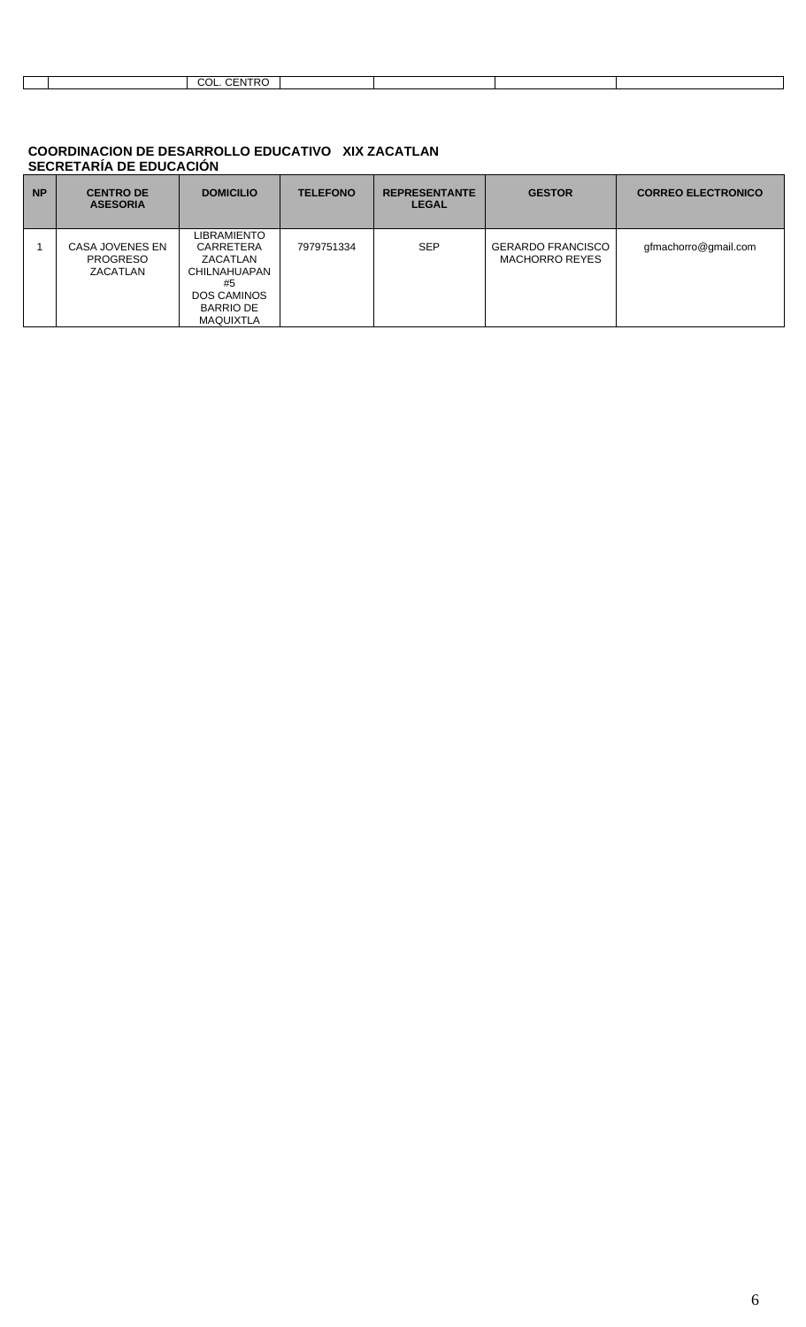| | | | | | | |
|---|---|---|---|---|---|---|
| | | COL. CENTRO | | | | |

**COORDINACION DE DESARROLLO EDUCATIVO XIX ZACATLAN**
**SECRETARÍA DE EDUCACIÓN**

| NP | CENTRO DE ASESORIA | DOMICILIO | TELEFONO | REPRESENTANTE LEGAL | GESTOR | CORREO ELECTRONICO |
|---|---|---|---|---|---|---|
| 1 | CASA JOVENES EN PROGRESO ZACATLAN | LIBRAMIENTO CARRETERA ZACATLAN CHILNAHUAPAN #5 DOS CAMINOS BARRIO DE MAQUIXTLA | 7979751334 | SEP | GERARDO FRANCISCO MACHORRO REYES | gfmachorro@gmail.com |